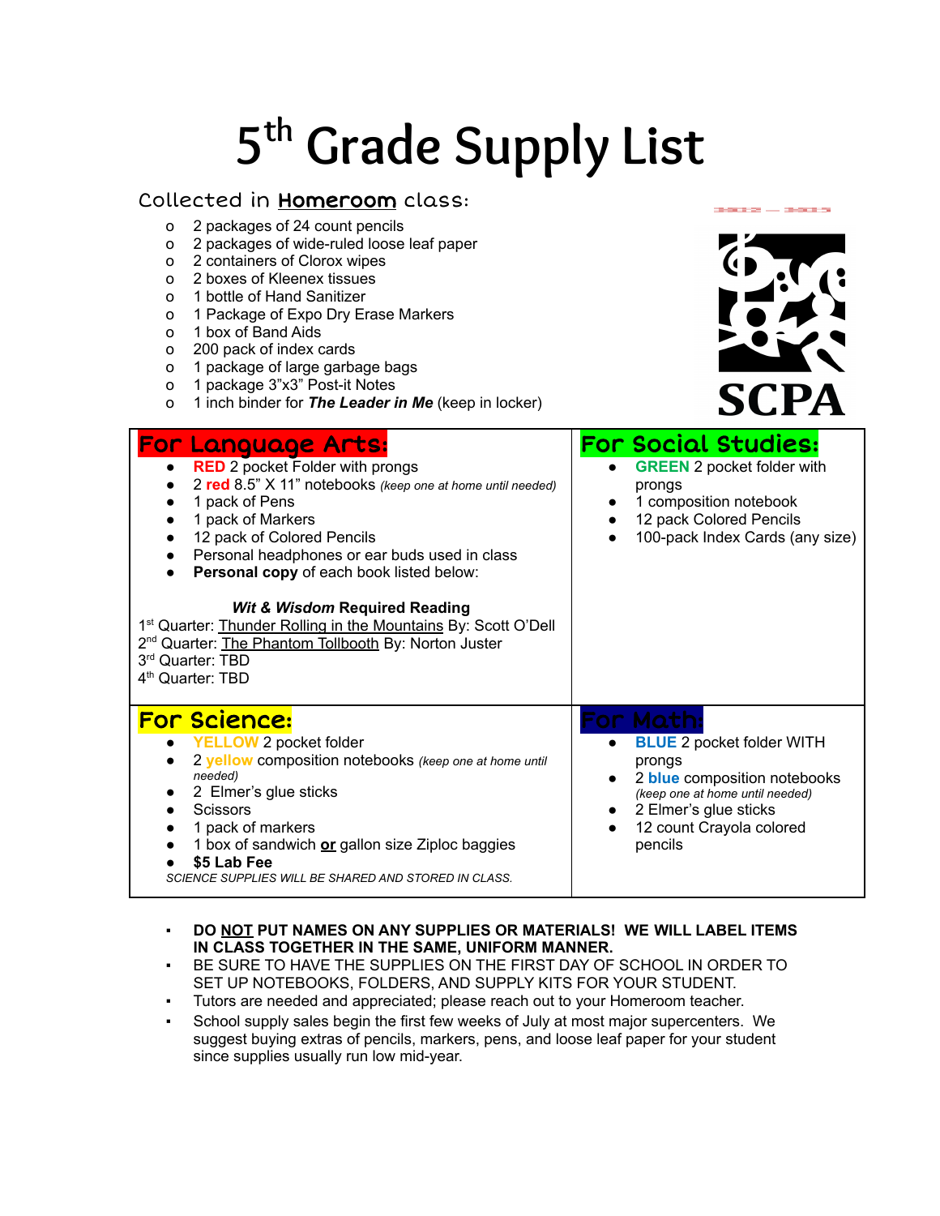# 5th Grade Supply List

## Collected in **Homeroom** class:

- 2 packages of 24 count pencils
- 2 packages of wide-ruled loose leaf paper
- 2 containers of Clorox wipes
- 2 boxes of Kleenex tissues
- 1 bottle of Hand Sanitizer
- 1 Package of Expo Dry Erase Markers
- 1 box of Band Aids
- 200 pack of index cards
- 1 package of large garbage bags
- 1 package 3"x3" Post-it Notes
- 1 inch binder for ***The Leader in Me*** (keep in locker)

SCPA

## For Language Arts:

- **RED** 2 pocket Folder with prongs
- 2 **red** 8.5" X 11" notebooks *(keep one at home until needed)*
- 1 pack of Pens
- 1 pack of Markers
- 12 pack of Colored Pencils
- Personal headphones or ear buds used in class
- **Personal copy** of each book listed below:

***Wit & Wisdom*** **Required Reading**

1st Quarter: Thunder Rolling in the Mountains By: Scott O'Dell
2nd Quarter: The Phantom Tollbooth By: Norton Juster
3rd Quarter: TBD
4th Quarter: TBD

## For Social Studies:

- **GREEN** 2 pocket folder with prongs
- 1 composition notebook
- 12 pack Colored Pencils
- 100-pack Index Cards (any size)

## For Science:

- **YELLOW** 2 pocket folder
- 2 **yellow** composition notebooks *(keep one at home until needed)*
- 2 Elmer's glue sticks
- Scissors
- 1 pack of markers
- 1 box of sandwich **or** gallon size Ziploc baggies
- **$5 Lab Fee**

*SCIENCE SUPPLIES WILL BE SHARED AND STORED IN CLASS.*

## For Math:

- **BLUE** 2 pocket folder WITH prongs
- 2 **blue** composition notebooks *(keep one at home until needed)*
- 2 Elmer's glue sticks
- 12 count Crayola colored pencils

---

- **DO NOT PUT NAMES ON ANY SUPPLIES OR MATERIALS! WE WILL LABEL ITEMS IN CLASS TOGETHER IN THE SAME, UNIFORM MANNER.**
- BE SURE TO HAVE THE SUPPLIES ON THE FIRST DAY OF SCHOOL IN ORDER TO SET UP NOTEBOOKS, FOLDERS, AND SUPPLY KITS FOR YOUR STUDENT.
- Tutors are needed and appreciated; please reach out to your Homeroom teacher.
- School supply sales begin the first few weeks of July at most major supercenters. We suggest buying extras of pencils, markers, pens, and loose leaf paper for your student since supplies usually run low mid-year.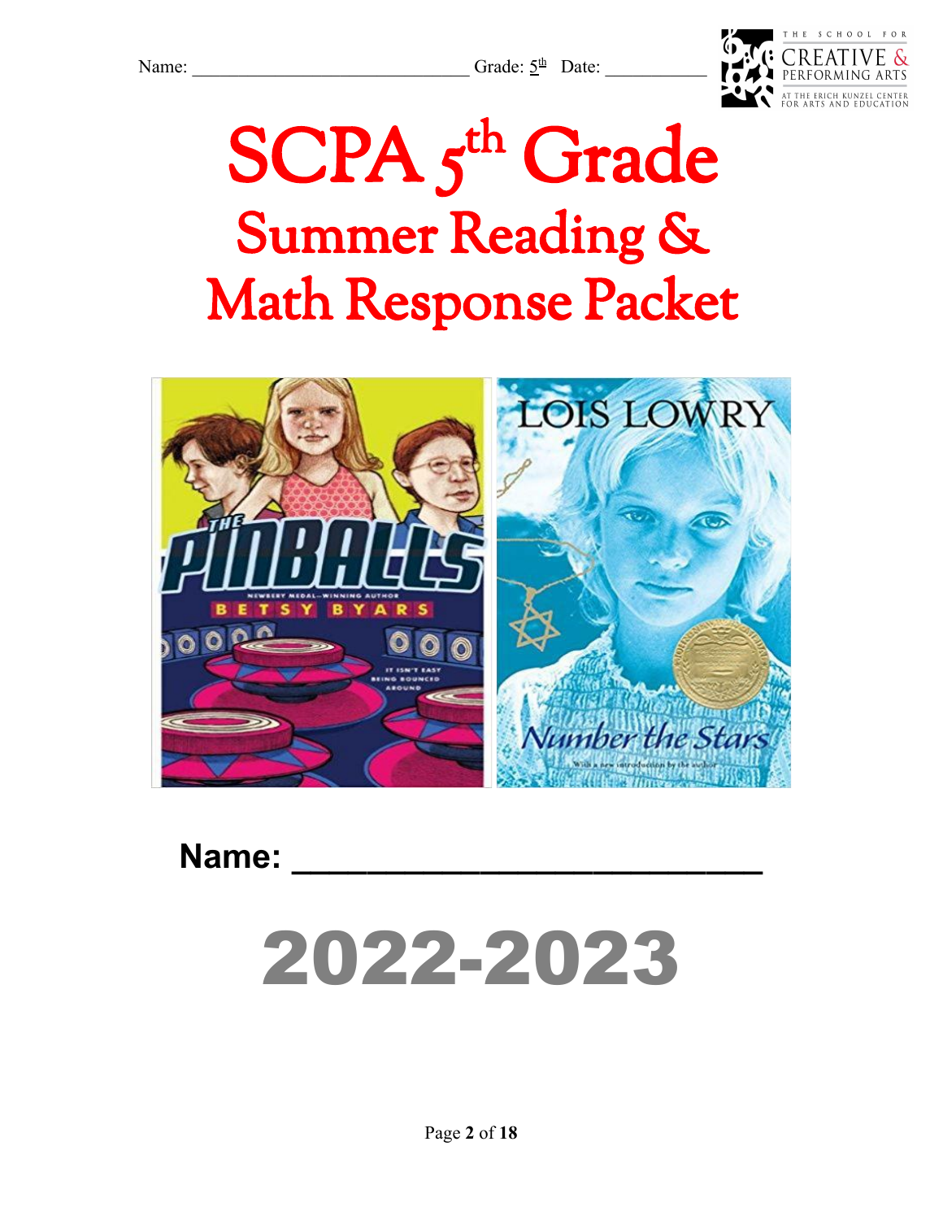Name: ____________________________ Grade: 5th Date: __________

THE SCHOOL FOR CREATIVE & PERFORMING ARTS AT THE ERICH KUNZEL CENTER FOR ARTS AND EDUCATION

# SCPA 5th Grade

## Summer Reading & Math Response Packet

**Name: ________________________**

# 2022-2023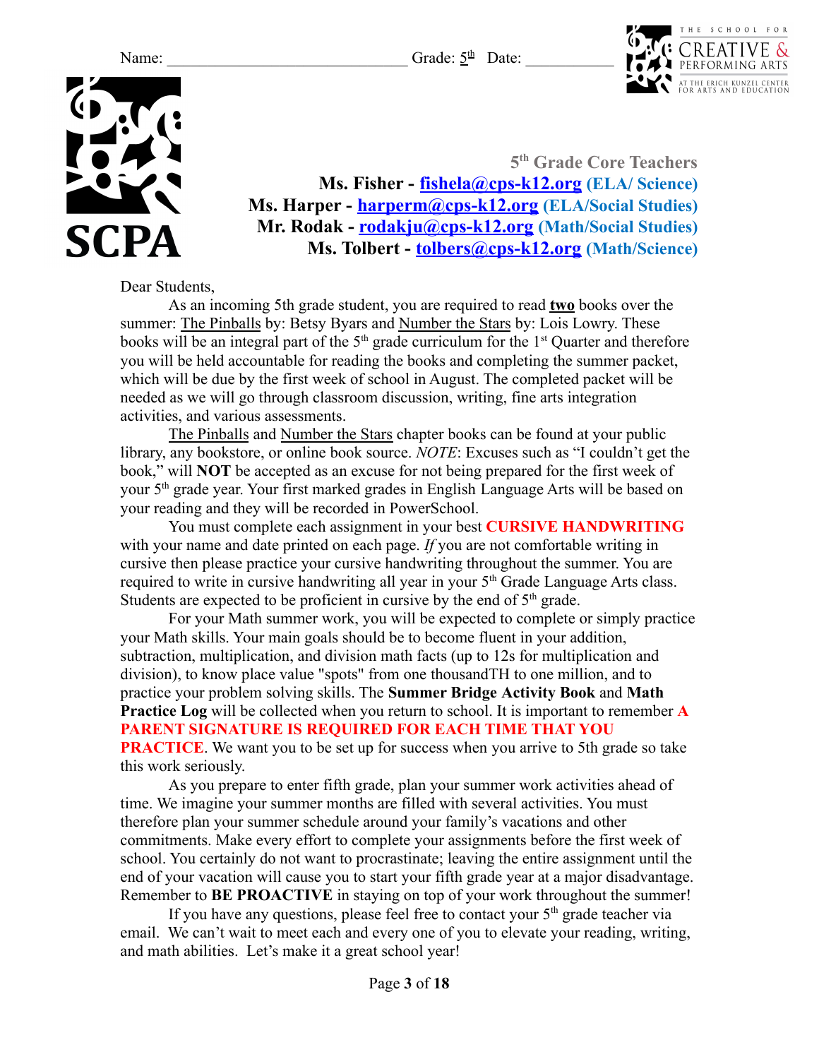Name: ____________________________ Grade: 5th Date: __________

**5th Grade Core Teachers**

**Ms. Fisher - fishela@cps-k12.org (ELA/ Science)**

**Ms. Harper - harperm@cps-k12.org (ELA/Social Studies)**

**Mr. Rodak - rodakju@cps-k12.org (Math/Social Studies)**

**Ms. Tolbert - tolbers@cps-k12.org (Math/Science)**

Dear Students,

As an incoming 5th grade student, you are required to read **two** books over the summer: The Pinballs by: Betsy Byars and Number the Stars by: Lois Lowry. These books will be an integral part of the 5th grade curriculum for the 1st Quarter and therefore you will be held accountable for reading the books and completing the summer packet, which will be due by the first week of school in August. The completed packet will be needed as we will go through classroom discussion, writing, fine arts integration activities, and various assessments.

The Pinballs and Number the Stars chapter books can be found at your public library, any bookstore, or online book source. *NOTE*: Excuses such as "I couldn't get the book," will **NOT** be accepted as an excuse for not being prepared for the first week of your 5th grade year. Your first marked grades in English Language Arts will be based on your reading and they will be recorded in PowerSchool.

You must complete each assignment in your best **CURSIVE HANDWRITING** with your name and date printed on each page. *If* you are not comfortable writing in cursive then please practice your cursive handwriting throughout the summer. You are required to write in cursive handwriting all year in your 5th Grade Language Arts class. Students are expected to be proficient in cursive by the end of 5th grade.

For your Math summer work, you will be expected to complete or simply practice your Math skills. Your main goals should be to become fluent in your addition, subtraction, multiplication, and division math facts (up to 12s for multiplication and division), to know place value "spots" from one thousandTH to one million, and to practice your problem solving skills. The **Summer Bridge Activity Book** and **Math Practice Log** will be collected when you return to school. It is important to remember **A PARENT SIGNATURE IS REQUIRED FOR EACH TIME THAT YOU PRACTICE**. We want you to be set up for success when you arrive to 5th grade so take this work seriously.

As you prepare to enter fifth grade, plan your summer work activities ahead of time. We imagine your summer months are filled with several activities. You must therefore plan your summer schedule around your family's vacations and other commitments. Make every effort to complete your assignments before the first week of school. You certainly do not want to procrastinate; leaving the entire assignment until the end of your vacation will cause you to start your fifth grade year at a major disadvantage. Remember to **BE PROACTIVE** in staying on top of your work throughout the summer!

If you have any questions, please feel free to contact your 5th grade teacher via email. We can't wait to meet each and every one of you to elevate your reading, writing, and math abilities. Let's make it a great school year!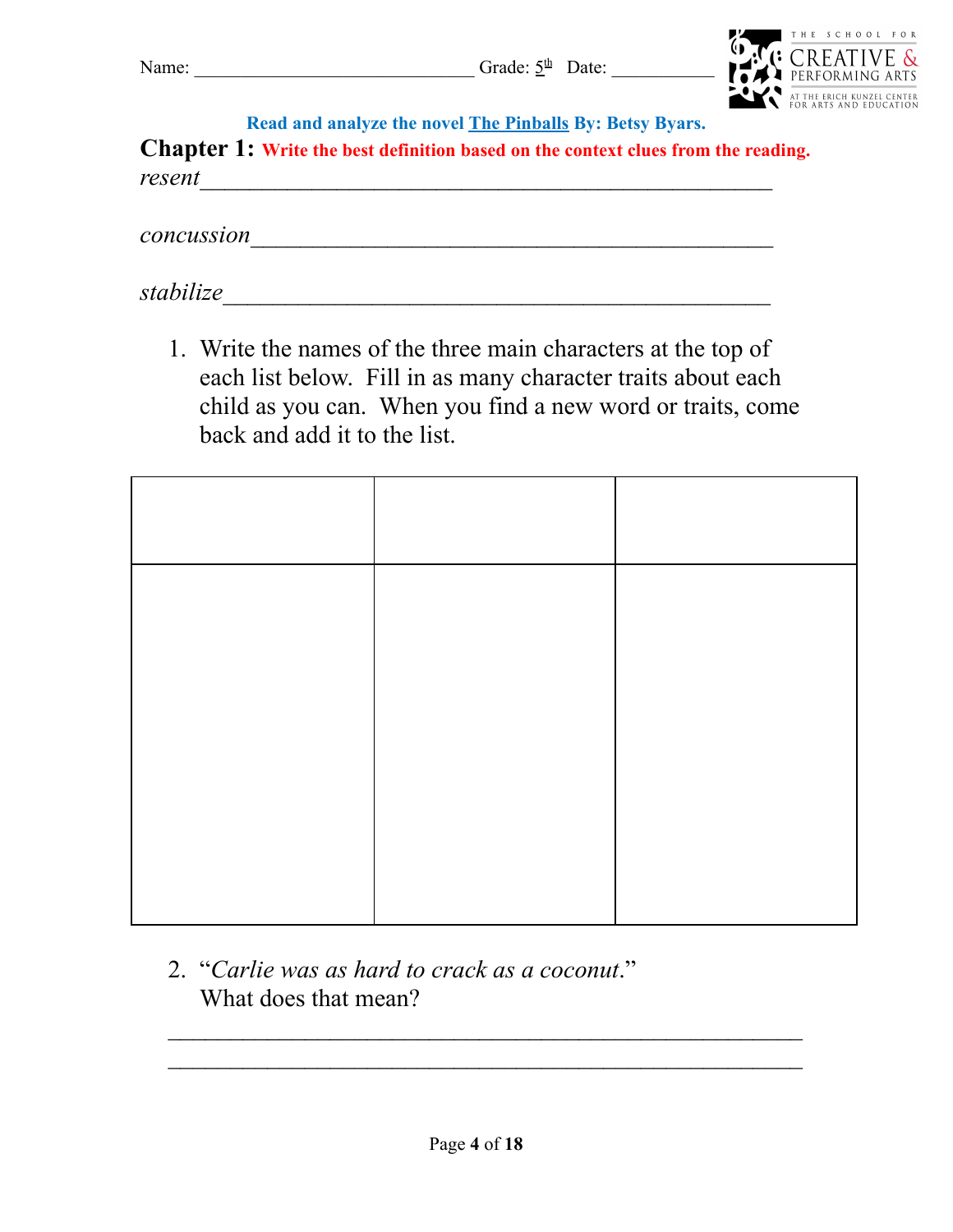Name: ______________________________ Grade: 5th Date: ___________

THE SCHOOL FOR CREATIVE & PERFORMING ARTS AT THE ERICH KUNZEL CENTER FOR ARTS AND EDUCATION

**Read and analyze the novel The Pinballs By: Betsy Byars.**

**Chapter 1:** **Write the best definition based on the context clues from the reading.**

*resent*___________________________________________________

*concussion*_______________________________________________

*stabilize*_________________________________________________

1. Write the names of the three main characters at the top of each list below. Fill in as many character traits about each child as you can. When you find a new word or traits, come back and add it to the list.

| | | |
|---|---|---|
| | | |

2. "*Carlie was as hard to crack as a coconut*."
   What does that mean?

________________________________________________________

________________________________________________________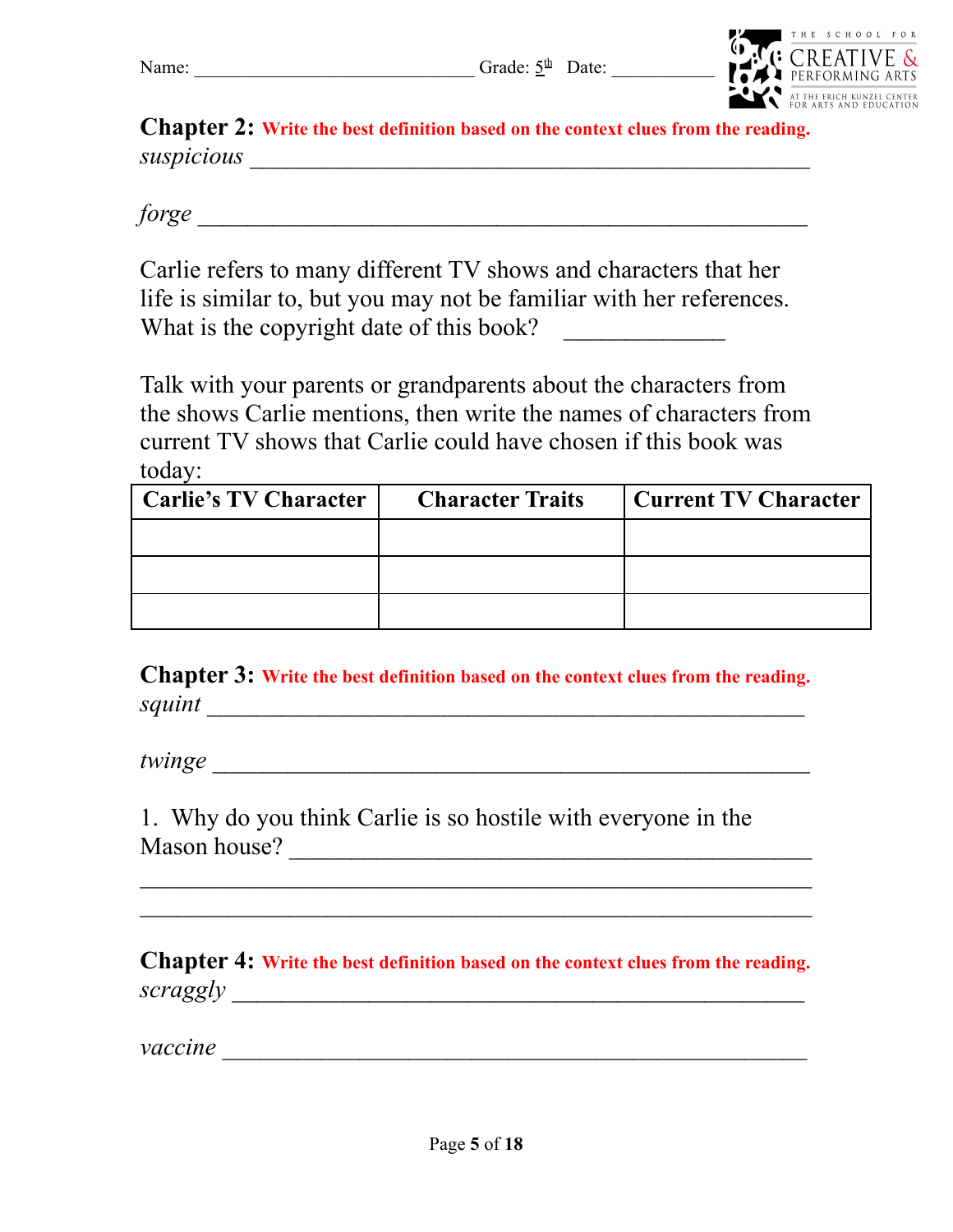Name: ______________________________ Grade: 5th Date: ___________

THE SCHOOL FOR CREATIVE & PERFORMING ARTS AT THE ERICH KUNZEL CENTER FOR ARTS AND EDUCATION

**Chapter 2:** **Write the best definition based on the context clues from the reading.**

*suspicious* _______________________________________________

*forge* _______________________________________________

Carlie refers to many different TV shows and characters that her life is similar to, but you may not be familiar with her references. What is the copyright date of this book? _____________

Talk with your parents or grandparents about the characters from the shows Carlie mentions, then write the names of characters from current TV shows that Carlie could have chosen if this book was today:

| Carlie's TV Character | Character Traits | Current TV Character |
|---|---|---|
| | | |
| | | |
| | | |

**Chapter 3:** **Write the best definition based on the context clues from the reading.**

*squint* _______________________________________________

*twinge* _______________________________________________

1. Why do you think Carlie is so hostile with everyone in the Mason house? _______________________________________________
_______________________________________________
_______________________________________________

**Chapter 4:** **Write the best definition based on the context clues from the reading.**

*scraggly* _______________________________________________

*vaccine* _______________________________________________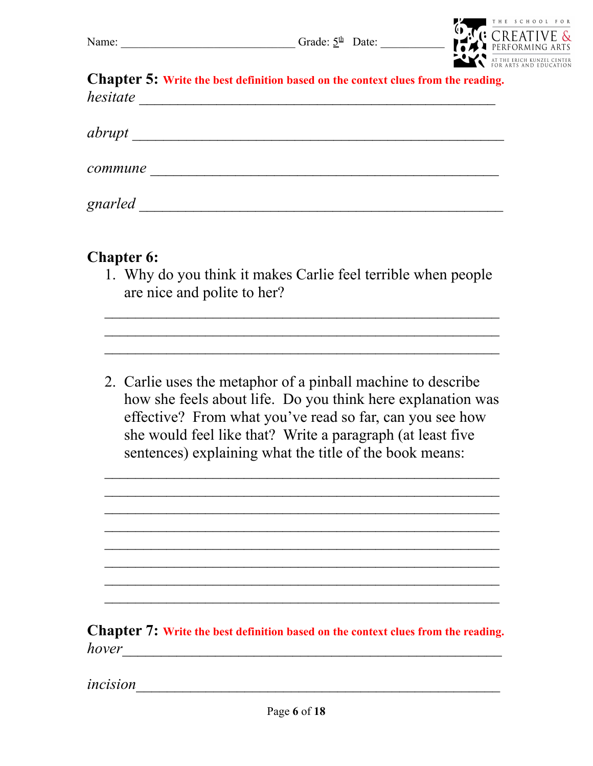Name: ____________________________ Grade: 5th Date: __________

**Chapter 5:** **Write the best definition based on the context clues from the reading.**

*hesitate* ______________________________________________

*abrupt* ______________________________________________

*commune* ______________________________________________

*gnarled* ______________________________________________

**Chapter 6:**

1. Why do you think it makes Carlie feel terrible when people are nice and polite to her?

________________________________________________
________________________________________________
________________________________________________

2. Carlie uses the metaphor of a pinball machine to describe how she feels about life. Do you think here explanation was effective? From what you've read so far, can you see how she would feel like that? Write a paragraph (at least five sentences) explaining what the title of the book means:

________________________________________________
________________________________________________
________________________________________________
________________________________________________
________________________________________________
________________________________________________
________________________________________________
________________________________________________

**Chapter 7:** **Write the best definition based on the context clues from the reading.**

*hover* ______________________________________________

*incision* ______________________________________________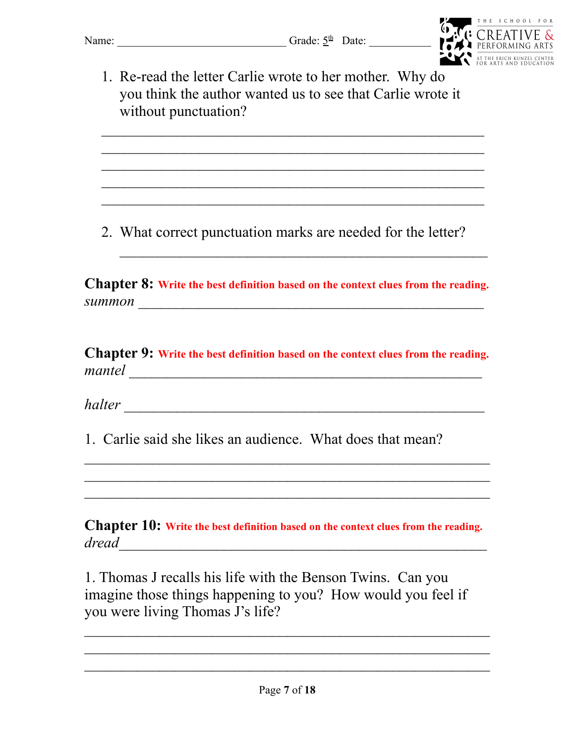Name: ____________________________ Grade: 5th Date: ___________

THE SCHOOL FOR CREATIVE & PERFORMING ARTS AT THE ERICH KUNZEL CENTER FOR ARTS AND EDUCATION

1. Re-read the letter Carlie wrote to her mother. Why do you think the author wanted us to see that Carlie wrote it without punctuation?

_______________________________________________________________
_______________________________________________________________
_______________________________________________________________
_______________________________________________________________
_______________________________________________________________

2. What correct punctuation marks are needed for the letter?

_______________________________________________________________

**Chapter 8:** **Write the best definition based on the context clues from the reading.**

*summon* ________________________________________________

**Chapter 9:** **Write the best definition based on the context clues from the reading.**

*mantel* ________________________________________________

*halter* ________________________________________________

1. Carlie said she likes an audience. What does that mean?

_______________________________________________________________
_______________________________________________________________
_______________________________________________________________

**Chapter 10:** **Write the best definition based on the context clues from the reading.**

*dread*________________________________________________

1. Thomas J recalls his life with the Benson Twins. Can you imagine those things happening to you? How would you feel if you were living Thomas J's life?

_______________________________________________________________
_______________________________________________________________
_______________________________________________________________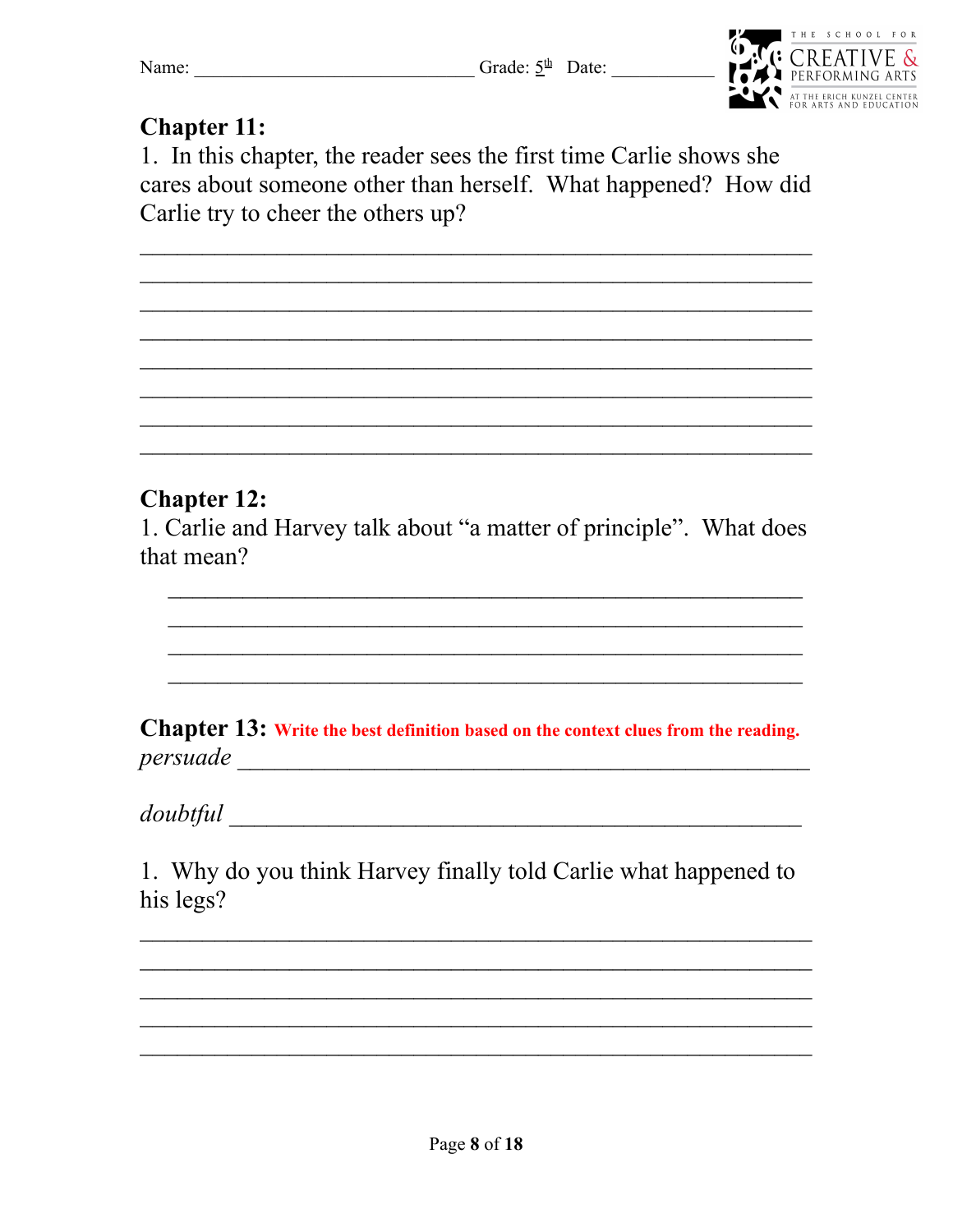Name: _____________________________ Grade: 5th Date: ___________

THE SCHOOL FOR CREATIVE & PERFORMING ARTS AT THE ERICH KUNZEL CENTER FOR ARTS AND EDUCATION

## Chapter 11:

1. In this chapter, the reader sees the first time Carlie shows she cares about someone other than herself. What happened? How did Carlie try to cheer the others up?

______________________________________________________________
______________________________________________________________
______________________________________________________________
______________________________________________________________
______________________________________________________________
______________________________________________________________
______________________________________________________________
______________________________________________________________

## Chapter 12:

1. Carlie and Harvey talk about "a matter of principle". What does that mean?

______________________________________________________________
______________________________________________________________
______________________________________________________________
______________________________________________________________

## Chapter 13: **Write the best definition based on the context clues from the reading.**

*persuade* ________________________________________________

*doubtful* ________________________________________________

1. Why do you think Harvey finally told Carlie what happened to his legs?

______________________________________________________________
______________________________________________________________
______________________________________________________________
______________________________________________________________
______________________________________________________________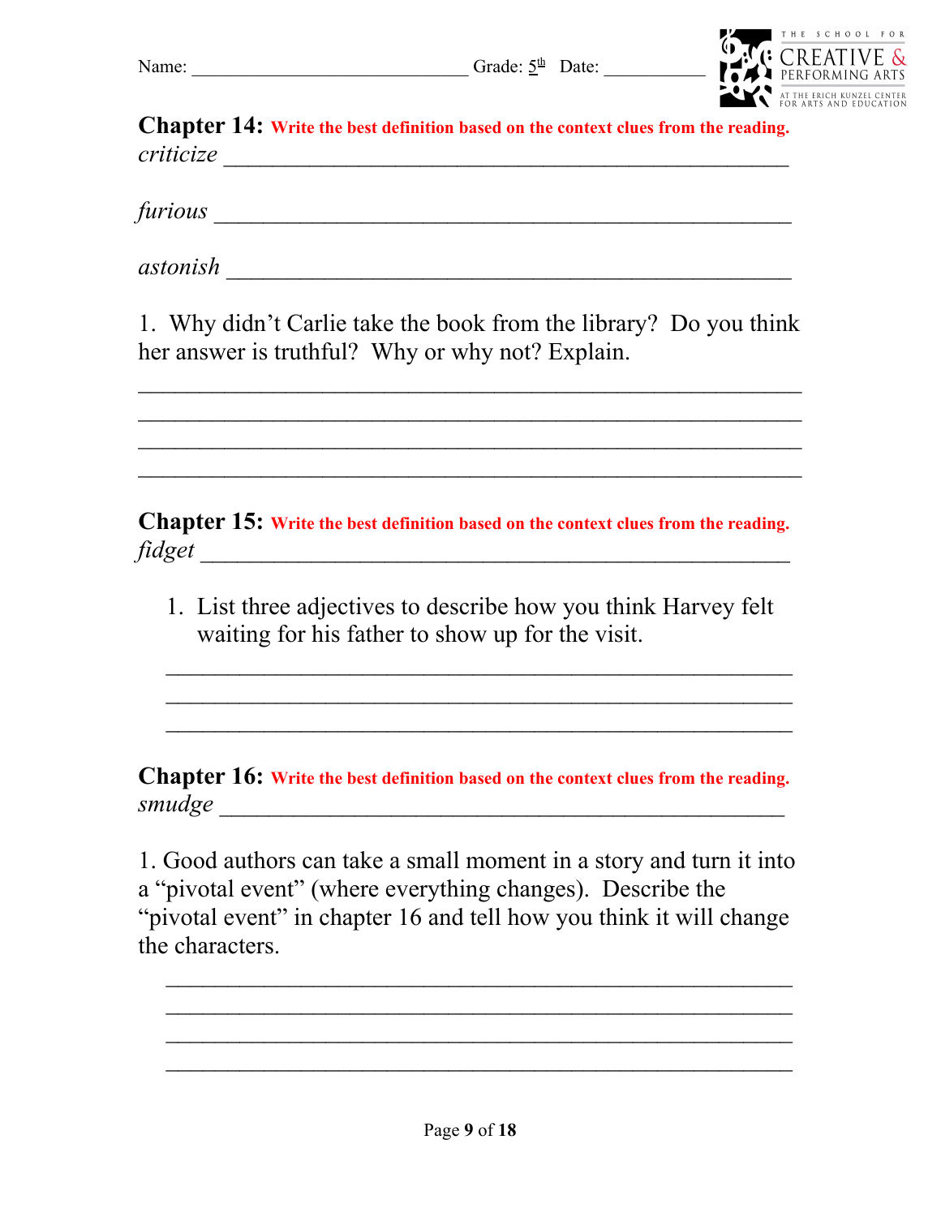Name: \_\_\_\_\_\_\_\_\_\_\_\_\_\_\_\_\_\_\_\_\_\_\_\_\_\_\_\_\_ Grade: 5th Date: \_\_\_\_\_\_\_\_\_\_\_

THE SCHOOL FOR CREATIVE & PERFORMING ARTS AT THE ERICH KUNZEL CENTER FOR ARTS AND EDUCATION

**Chapter 14:** **Write the best definition based on the context clues from the reading.**

*criticize* \_\_\_\_\_\_\_\_\_\_\_\_\_\_\_\_\_\_\_\_\_\_\_\_\_\_\_\_\_\_\_\_\_\_\_\_\_\_\_\_\_\_\_\_\_\_\_\_

*furious* \_\_\_\_\_\_\_\_\_\_\_\_\_\_\_\_\_\_\_\_\_\_\_\_\_\_\_\_\_\_\_\_\_\_\_\_\_\_\_\_\_\_\_\_\_\_\_\_\_

*astonish* \_\_\_\_\_\_\_\_\_\_\_\_\_\_\_\_\_\_\_\_\_\_\_\_\_\_\_\_\_\_\_\_\_\_\_\_\_\_\_\_\_\_\_\_\_\_\_\_

1. Why didn't Carlie take the book from the library? Do you think her answer is truthful? Why or why not? Explain.

\_\_\_\_\_\_\_\_\_\_\_\_\_\_\_\_\_\_\_\_\_\_\_\_\_\_\_\_\_\_\_\_\_\_\_\_\_\_\_\_\_\_\_\_\_\_\_\_\_\_\_\_\_\_\_\_\_\_
\_\_\_\_\_\_\_\_\_\_\_\_\_\_\_\_\_\_\_\_\_\_\_\_\_\_\_\_\_\_\_\_\_\_\_\_\_\_\_\_\_\_\_\_\_\_\_\_\_\_\_\_\_\_\_\_\_\_
\_\_\_\_\_\_\_\_\_\_\_\_\_\_\_\_\_\_\_\_\_\_\_\_\_\_\_\_\_\_\_\_\_\_\_\_\_\_\_\_\_\_\_\_\_\_\_\_\_\_\_\_\_\_\_\_\_\_
\_\_\_\_\_\_\_\_\_\_\_\_\_\_\_\_\_\_\_\_\_\_\_\_\_\_\_\_\_\_\_\_\_\_\_\_\_\_\_\_\_\_\_\_\_\_\_\_\_\_\_\_\_\_\_\_\_\_

**Chapter 15:** **Write the best definition based on the context clues from the reading.**

*fidget* \_\_\_\_\_\_\_\_\_\_\_\_\_\_\_\_\_\_\_\_\_\_\_\_\_\_\_\_\_\_\_\_\_\_\_\_\_\_\_\_\_\_\_\_\_\_\_\_\_\_

1. List three adjectives to describe how you think Harvey felt waiting for his father to show up for the visit.

   \_\_\_\_\_\_\_\_\_\_\_\_\_\_\_\_\_\_\_\_\_\_\_\_\_\_\_\_\_\_\_\_\_\_\_\_\_\_\_\_\_\_\_\_\_\_\_\_\_\_\_\_\_
   \_\_\_\_\_\_\_\_\_\_\_\_\_\_\_\_\_\_\_\_\_\_\_\_\_\_\_\_\_\_\_\_\_\_\_\_\_\_\_\_\_\_\_\_\_\_\_\_\_\_\_\_\_
   \_\_\_\_\_\_\_\_\_\_\_\_\_\_\_\_\_\_\_\_\_\_\_\_\_\_\_\_\_\_\_\_\_\_\_\_\_\_\_\_\_\_\_\_\_\_\_\_\_\_\_\_\_

**Chapter 16:** **Write the best definition based on the context clues from the reading.**

*smudge* \_\_\_\_\_\_\_\_\_\_\_\_\_\_\_\_\_\_\_\_\_\_\_\_\_\_\_\_\_\_\_\_\_\_\_\_\_\_\_\_\_\_\_\_\_\_\_\_\_

1. Good authors can take a small moment in a story and turn it into a "pivotal event" (where everything changes). Describe the "pivotal event" in chapter 16 and tell how you think it will change the characters.

   \_\_\_\_\_\_\_\_\_\_\_\_\_\_\_\_\_\_\_\_\_\_\_\_\_\_\_\_\_\_\_\_\_\_\_\_\_\_\_\_\_\_\_\_\_\_\_\_\_\_\_\_\_
   \_\_\_\_\_\_\_\_\_\_\_\_\_\_\_\_\_\_\_\_\_\_\_\_\_\_\_\_\_\_\_\_\_\_\_\_\_\_\_\_\_\_\_\_\_\_\_\_\_\_\_\_\_
   \_\_\_\_\_\_\_\_\_\_\_\_\_\_\_\_\_\_\_\_\_\_\_\_\_\_\_\_\_\_\_\_\_\_\_\_\_\_\_\_\_\_\_\_\_\_\_\_\_\_\_\_\_
   \_\_\_\_\_\_\_\_\_\_\_\_\_\_\_\_\_\_\_\_\_\_\_\_\_\_\_\_\_\_\_\_\_\_\_\_\_\_\_\_\_\_\_\_\_\_\_\_\_\_\_\_\_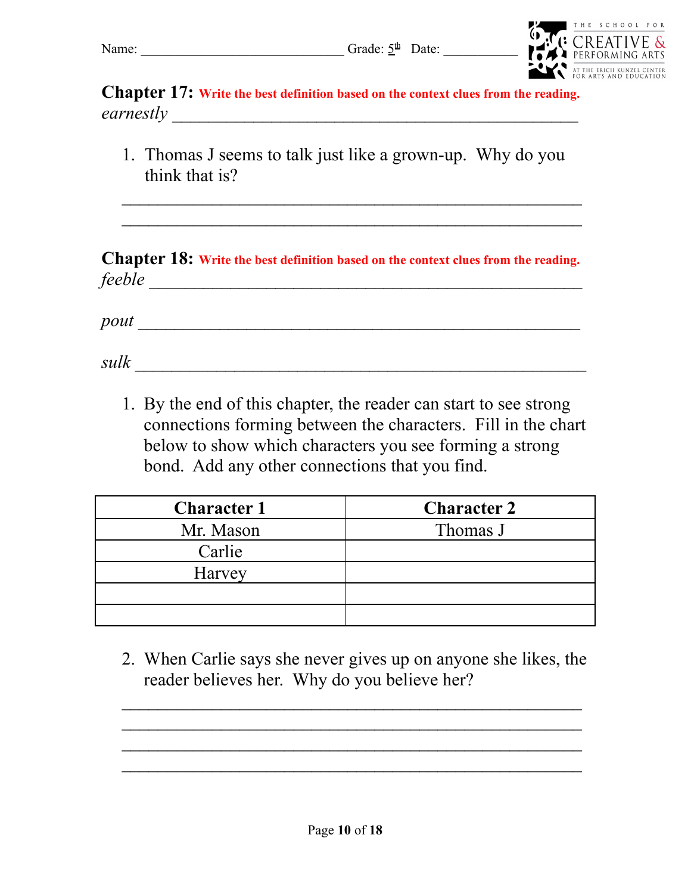Name: _____________________________ Grade: 5th Date: ___________

THE SCHOOL FOR CREATIVE & PERFORMING ARTS AT THE ERICH KUNZEL CENTER FOR ARTS AND EDUCATION

**Chapter 17:** **Write the best definition based on the context clues from the reading.**

*earnestly* _______________________________________________

1. Thomas J seems to talk just like a grown-up. Why do you think that is?

_______________________________________________________

_______________________________________________________

**Chapter 18:** **Write the best definition based on the context clues from the reading.**

*feeble* _______________________________________________

*pout* _______________________________________________

*sulk* _______________________________________________

1. By the end of this chapter, the reader can start to see strong connections forming between the characters. Fill in the chart below to show which characters you see forming a strong bond. Add any other connections that you find.

| Character 1 | Character 2 |
|---|---|
| Mr. Mason | Thomas J |
| Carlie | |
| Harvey | |
| | |
| | |

2. When Carlie says she never gives up on anyone she likes, the reader believes her. Why do you believe her?

_______________________________________________________

_______________________________________________________

_______________________________________________________

_______________________________________________________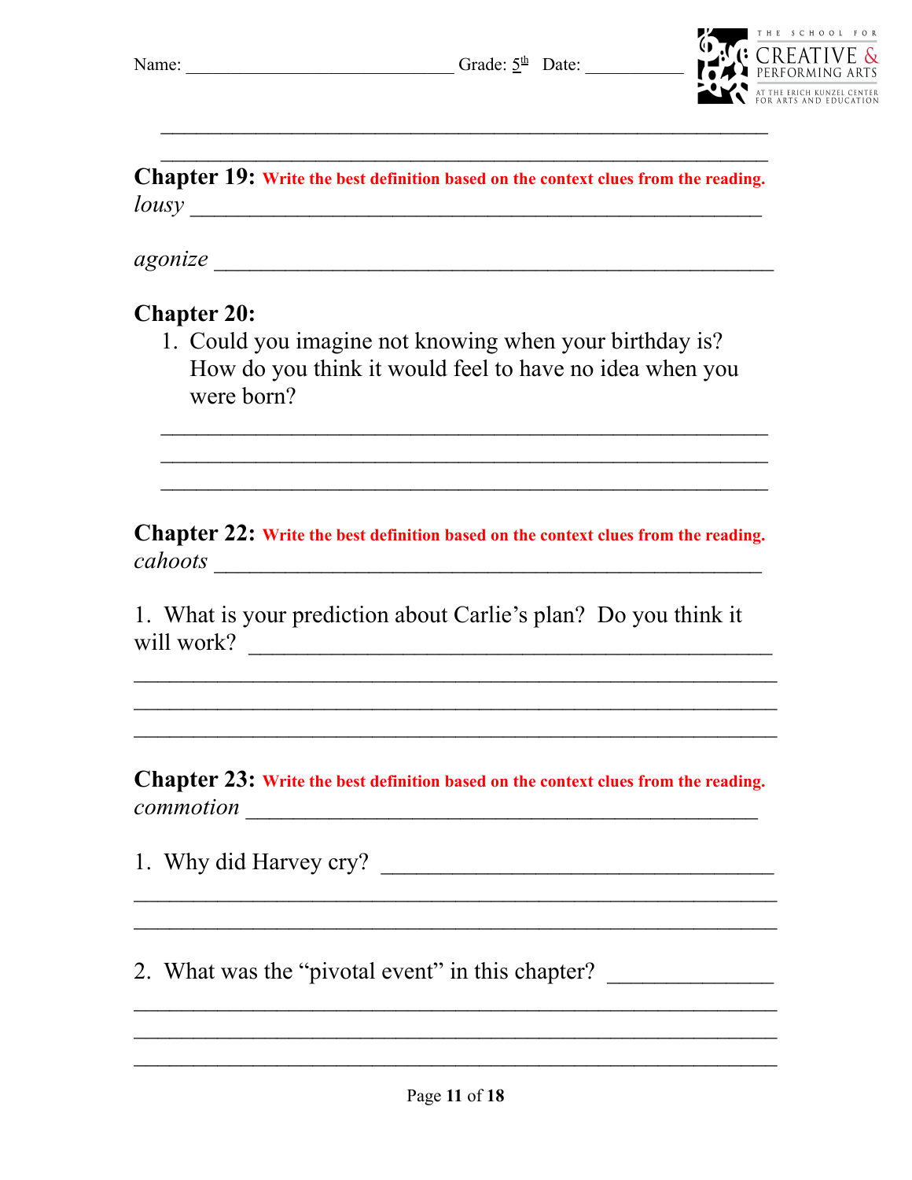Name: ______________________________ Grade: 5th Date: ___________

THE SCHOOL FOR CREATIVE & PERFORMING ARTS AT THE ERICH KUNZEL CENTER FOR ARTS AND EDUCATION

______________________________________________________

______________________________________________________

**Chapter 19:** **Write the best definition based on the context clues from the reading.**

*lousy* ______________________________________________

*agonize* ____________________________________________

**Chapter 20:**

1. Could you imagine not knowing when your birthday is? How do you think it would feel to have no idea when you were born?

______________________________________________________

______________________________________________________

______________________________________________________

**Chapter 22:** **Write the best definition based on the context clues from the reading.**

*cahoots* ____________________________________________

1. What is your prediction about Carlie's plan? Do you think it will work? ____________________________________________

______________________________________________________

______________________________________________________

______________________________________________________

**Chapter 23:** **Write the best definition based on the context clues from the reading.**

*commotion* _________________________________________

1. Why did Harvey cry? _________________________________

______________________________________________________

______________________________________________________

2. What was the "pivotal event" in this chapter? _____________

______________________________________________________

______________________________________________________

______________________________________________________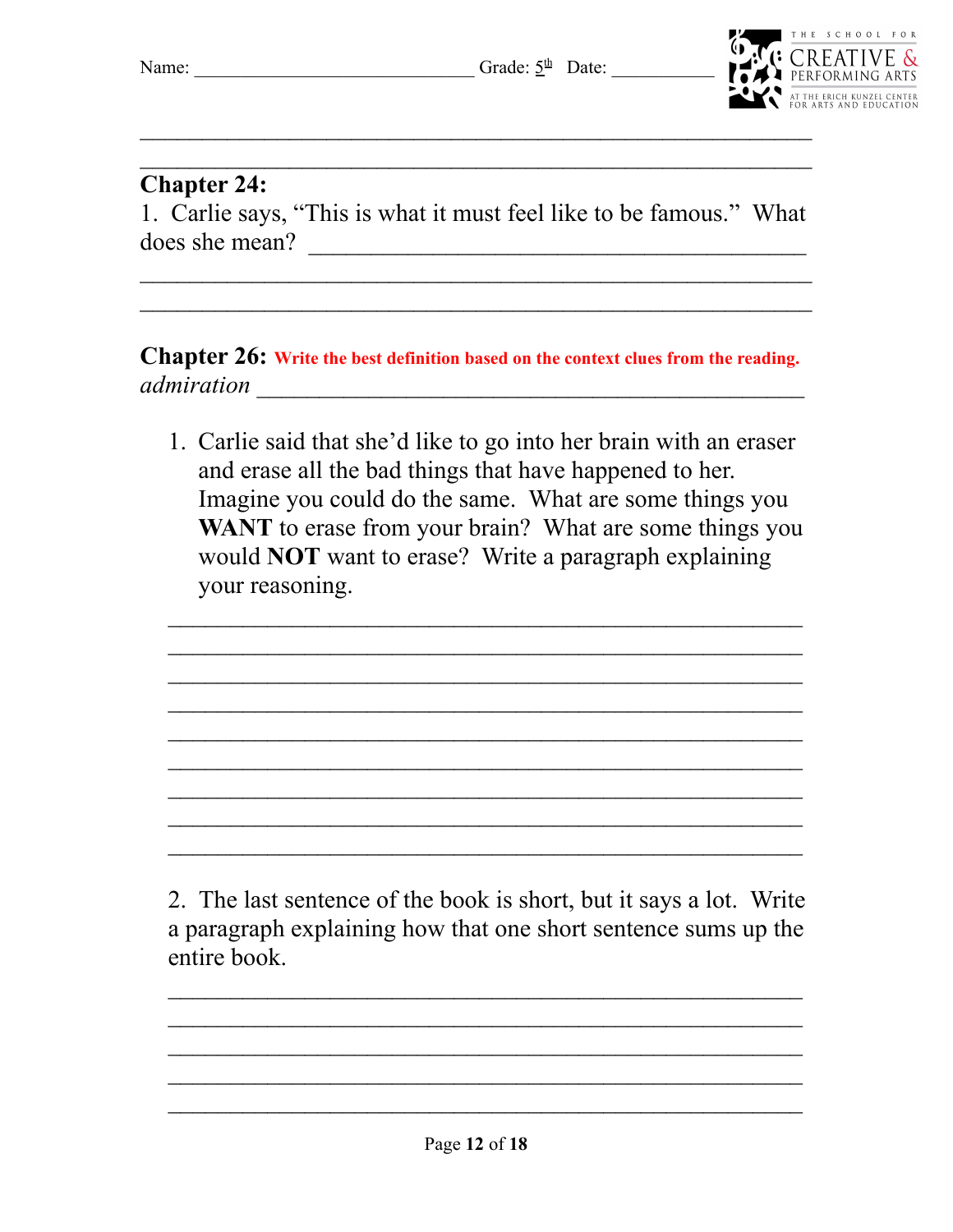Name: ______________________________ Grade: 5th Date: ___________

THE SCHOOL FOR CREATIVE & PERFORMING ARTS AT THE ERICH KUNZEL CENTER FOR ARTS AND EDUCATION

____________________________________________________________

____________________________________________________________

**Chapter 24:**

1. Carlie says, "This is what it must feel like to be famous." What does she mean? ____________________________________________

____________________________________________________________

____________________________________________________________

**Chapter 26:** **Write the best definition based on the context clues from the reading.**

*admiration* ______________________________________________

1. Carlie said that she'd like to go into her brain with an eraser and erase all the bad things that have happened to her. Imagine you could do the same. What are some things you **WANT** to erase from your brain? What are some things you would **NOT** want to erase? Write a paragraph explaining your reasoning.

____________________________________________________________

____________________________________________________________

____________________________________________________________

____________________________________________________________

____________________________________________________________

____________________________________________________________

____________________________________________________________

____________________________________________________________

____________________________________________________________

2. The last sentence of the book is short, but it says a lot. Write a paragraph explaining how that one short sentence sums up the entire book.

____________________________________________________________

____________________________________________________________

____________________________________________________________

____________________________________________________________

____________________________________________________________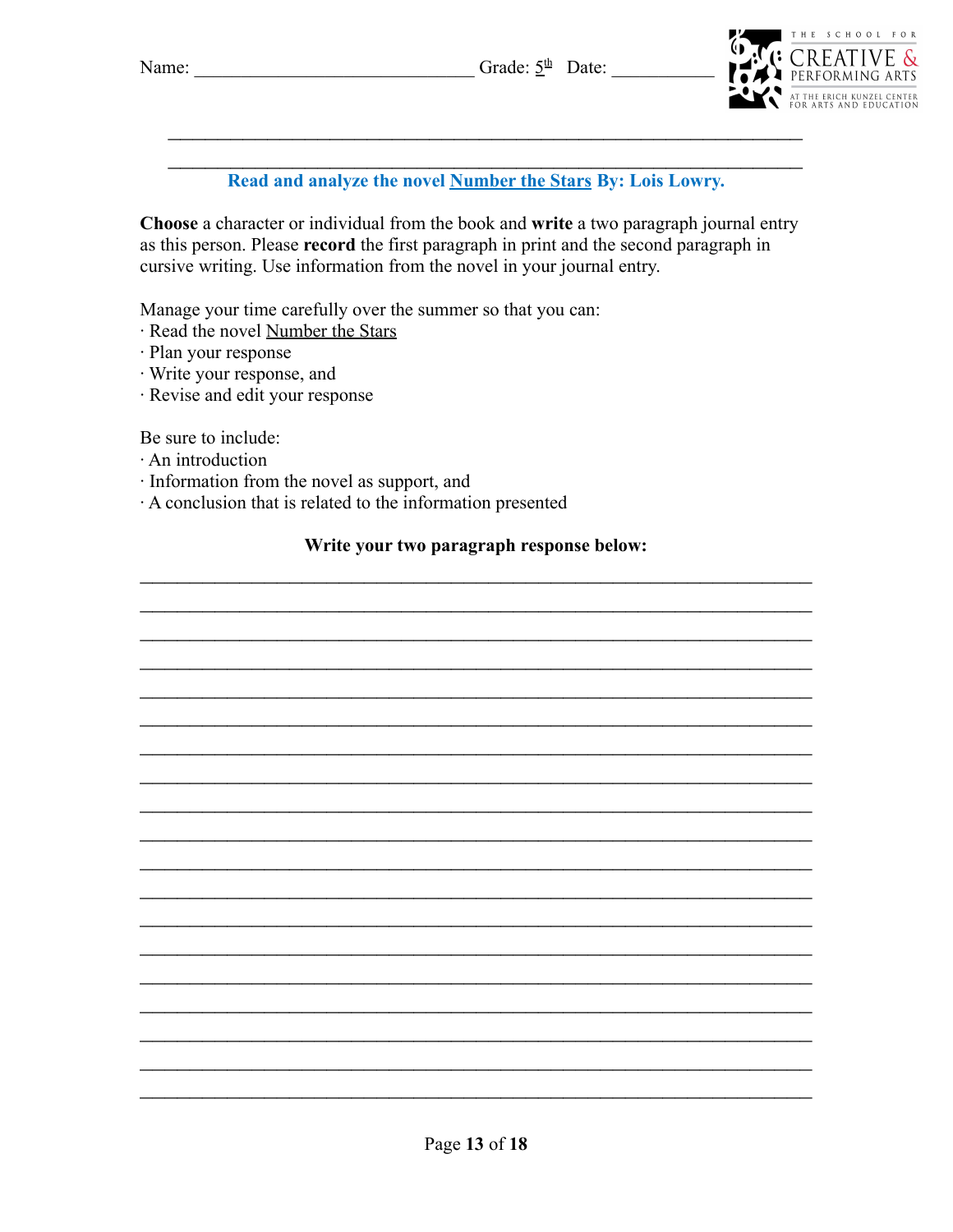Name: ______________________________ Grade: 5th Date: ___________

THE SCHOOL FOR CREATIVE & PERFORMING ARTS AT THE ERICH KUNZEL CENTER FOR ARTS AND EDUCATION

______________________________________________________________________

______________________________________________________________________

**Read and analyze the novel Number the Stars By: Lois Lowry.**

**Choose** a character or individual from the book and **write** a two paragraph journal entry as this person. Please **record** the first paragraph in print and the second paragraph in cursive writing. Use information from the novel in your journal entry.

Manage your time carefully over the summer so that you can:

· Read the novel Number the Stars
· Plan your response
· Write your response, and
· Revise and edit your response

Be sure to include:

· An introduction
· Information from the novel as support, and
· A conclusion that is related to the information presented

**Write your two paragraph response below:**

______________________________________________________________________

______________________________________________________________________

______________________________________________________________________

______________________________________________________________________

______________________________________________________________________

______________________________________________________________________

______________________________________________________________________

______________________________________________________________________

______________________________________________________________________

______________________________________________________________________

______________________________________________________________________

______________________________________________________________________

______________________________________________________________________

______________________________________________________________________

______________________________________________________________________

______________________________________________________________________

______________________________________________________________________

______________________________________________________________________

______________________________________________________________________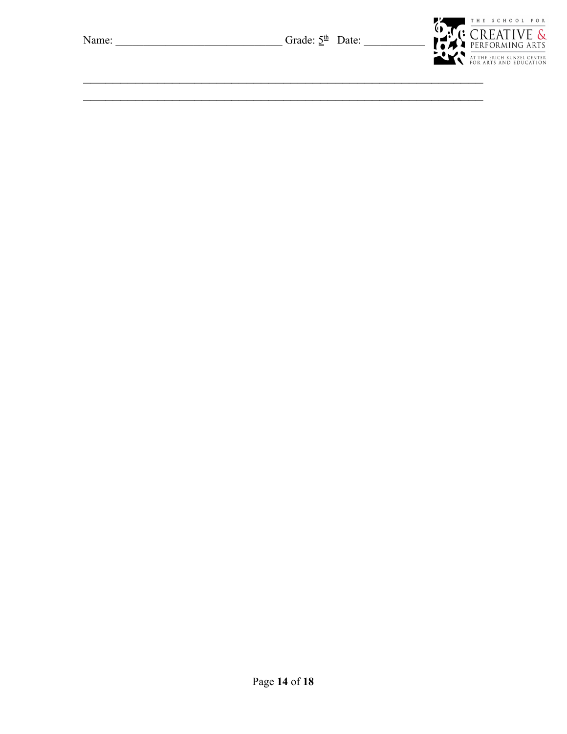Name: ______________________________ Grade: 5th Date: ___________

THE SCHOOL FOR CREATIVE & PERFORMING ARTS AT THE ERICH KUNZEL CENTER FOR ARTS AND EDUCATION

________________________________________________________________________

________________________________________________________________________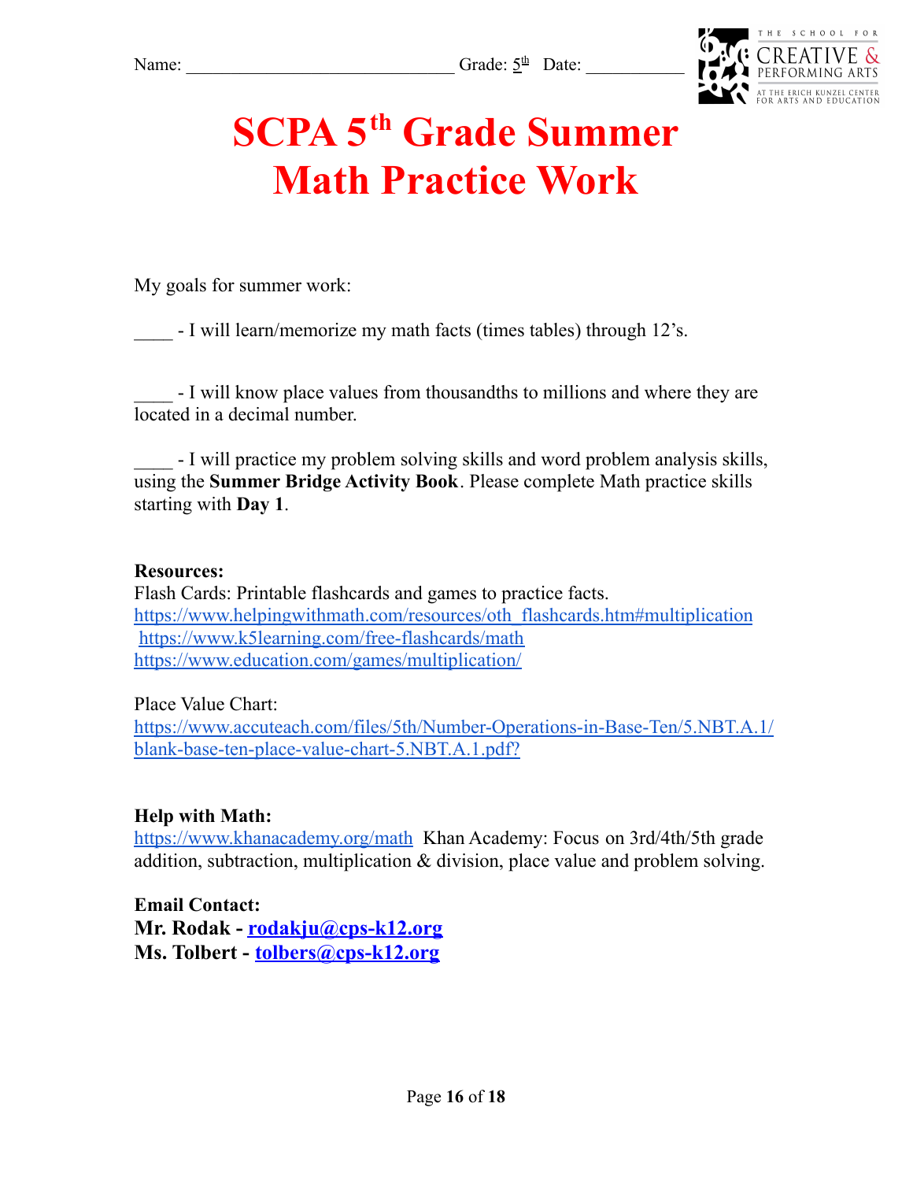Name: ______________________________ Grade: 5th Date: ___________

THE SCHOOL FOR CREATIVE & PERFORMING ARTS AT THE ERICH KUNZEL CENTER FOR ARTS AND EDUCATION

# SCPA 5th Grade Summer Math Practice Work

My goals for summer work:

____ - I will learn/memorize my math facts (times tables) through 12's.

____ - I will know place values from thousandths to millions and where they are located in a decimal number.

____ - I will practice my problem solving skills and word problem analysis skills, using the **Summer Bridge Activity Book**. Please complete Math practice skills starting with **Day 1**.

**Resources:**
Flash Cards: Printable flashcards and games to practice facts.
https://www.helpingwithmath.com/resources/oth_flashcards.htm#multiplication
https://www.k5learning.com/free-flashcards/math
https://www.education.com/games/multiplication/

Place Value Chart:
https://www.accuteach.com/files/5th/Number-Operations-in-Base-Ten/5.NBT.A.1/blank-base-ten-place-value-chart-5.NBT.A.1.pdf?

**Help with Math:**
https://www.khanacademy.org/math Khan Academy: Focus on 3rd/4th/5th grade addition, subtraction, multiplication & division, place value and problem solving.

**Email Contact:**
**Mr. Rodak - rodakju@cps-k12.org**
**Ms. Tolbert - tolbers@cps-k12.org**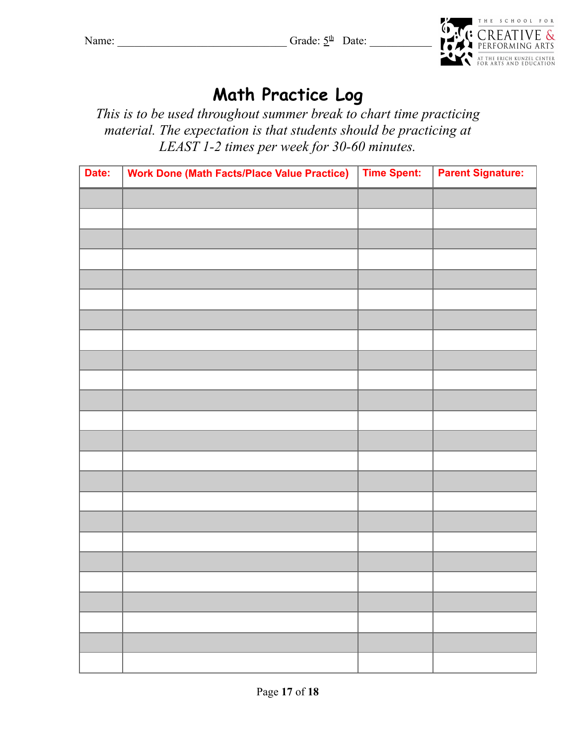Name: ______________________________ Grade: 5th Date: ___________

THE SCHOOL FOR CREATIVE & PERFORMING ARTS AT THE ERICH KUNZEL CENTER FOR ARTS AND EDUCATION

# Math Practice Log

*This is to be used throughout summer break to chart time practicing material. The expectation is that students should be practicing at LEAST 1-2 times per week for 30-60 minutes.*

| Date: | Work Done (Math Facts/Place Value Practice) | Time Spent: | Parent Signature: |
|---|---|---|---|
| | | | |
| | | | |
| | | | |
| | | | |
| | | | |
| | | | |
| | | | |
| | | | |
| | | | |
| | | | |
| | | | |
| | | | |
| | | | |
| | | | |
| | | | |
| | | | |
| | | | |
| | | | |
| | | | |
| | | | |
| | | | |
| | | | |
| | | | |
| | | | |